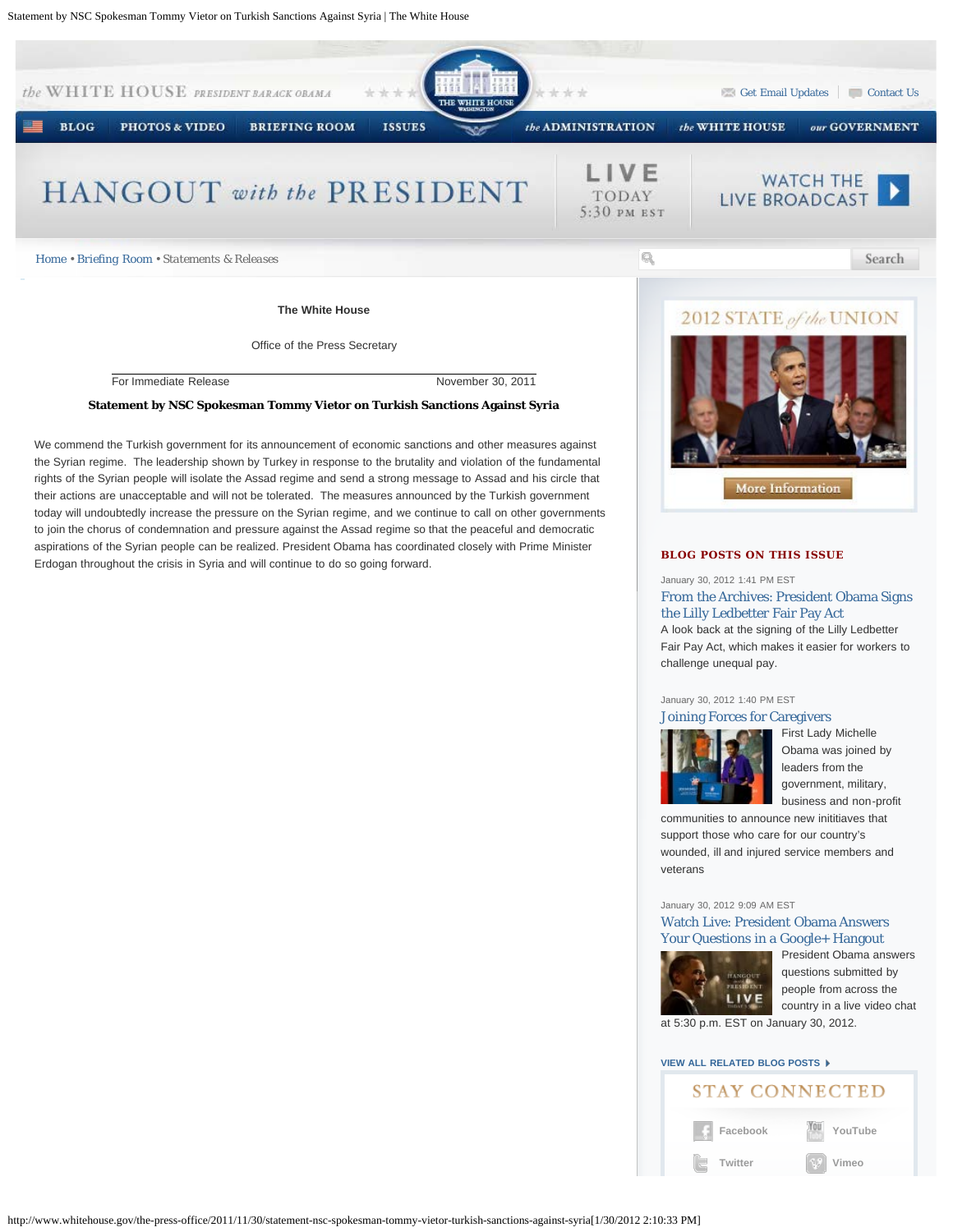Home • Briefing Room • Statements & Releases

The White House

Office of the Press Secretary

For Immediate Release November 30, 2011

**Statement by NSC Spokesman Tommy Vietor on Turkish Sanctions Against Syria**

We commend the Turkish government for its announcement of economic sanctions and other measures against the Syrian regime. The leadership shown by Turkey in response to the brutality and violation of the fundamental rights of the Syrian people will isolate the Assad regime and send a strong message to Assad and his circle that their actions are unacceptable and will not be tolerated. The measures announced by the Turkish government today will undoubtedly increase the pressure on the Syrian regime, and we continue to call on other governments to join the chorus of condemnation and pressure against the Assad regime so that the peaceful and democratic aspirations of the Syrian people can be realized. President Obama has coordinated closely with Prime Minister Erdogan throughout the crisis in Syria and will continue to do so going forward.

2012 STATE of the UNION

More Information

**BLOG POSTS ON THIS ISSUE**

January 30, 2012 1:41 PM EST

From the Archives: President Obama Signs the Lilly Ledbetter Fair Pay Act

A look back at the signing of the Lilly Ledbetter Fair Pay Act, which makes it easier for workers to challenge unequal pay.

January 30, 2012 1:40 PM EST

Joining Forces for Caregivers

First Lady Michelle Obama was joined by leaders from the government, military, business and non-profit communities to announce new inititiaves that support those who care for our country's wounded, ill and injured service members and veterans

January 30, 2012 9:09 AM EST

Watch Live: President Obama Answers Your Questions in a Google+ Hangout

President Obama answers questions submitted by people from across the country in a live video chat at 5:30 p.m. EST on January 30, 2012.

VIEW ALL RELATED BLOG POSTS

STAY CONNECTED

Facebook YouTube

Twitter Vimeo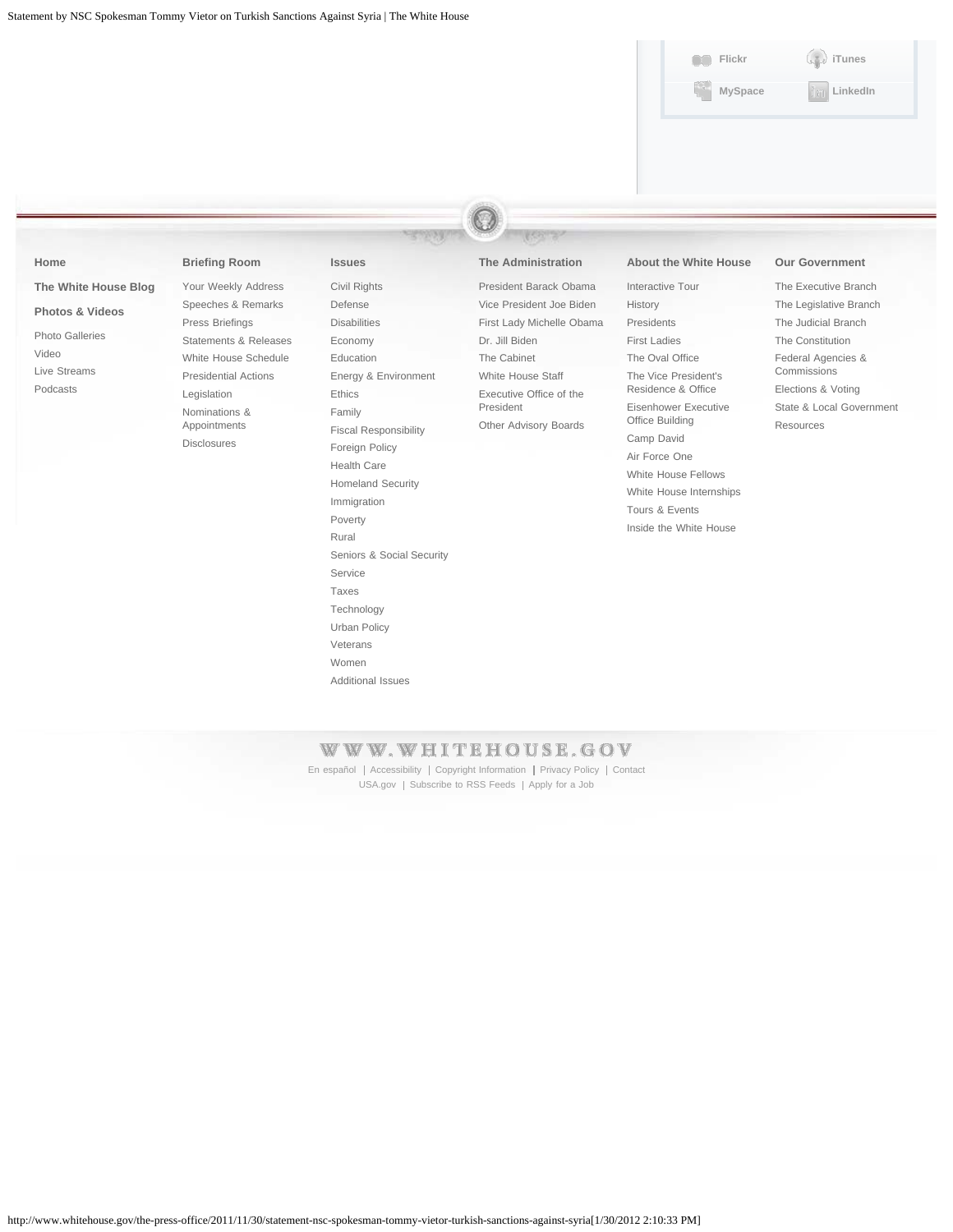Flickr iTunes

MySpace LinkedIn

**Home**

**The White House Blog**

**Photos & Videos**

Photo Galleries

Video

Live Streams

Podcasts

**Briefing Room**

Your Weekly Address

Speeches & Remarks

Press Briefings

Statements & Releases

White House Schedule

Presidential Actions

Legislation

Nominations & Appointments

Disclosures

**Issues**

Civil Rights

Defense

Disabilities

Economy

Education

Energy & Environment

Ethics

Family

Fiscal Responsibility

Foreign Policy

Health Care

Homeland Security

Immigration

Poverty

Rural

Seniors & Social Security

Service

Taxes

Technology

Urban Policy

Veterans

Women

Additional Issues

**The Administration**

President Barack Obama

Vice President Joe Biden

First Lady Michelle Obama

Dr. Jill Biden

The Cabinet

White House Staff

Executive Office of the President

Other Advisory Boards

**About the White House**

Interactive Tour

History

Presidents

First Ladies

The Oval Office

The Vice President's Residence & Office

Eisenhower Executive Office Building

Camp David

Air Force One

White House Fellows

White House Internships

Tours & Events

Inside the White House

**Our Government**

The Executive Branch

The Legislative Branch

The Judicial Branch

The Constitution

Federal Agencies & Commissions

Elections & Voting

State & Local Government

Resources

WWW.WHITEHOUSE.GOV

En español | Accessibility | Copyright Information | Privacy Policy | Contact

USA.gov | Subscribe to RSS Feeds | Apply for a Job